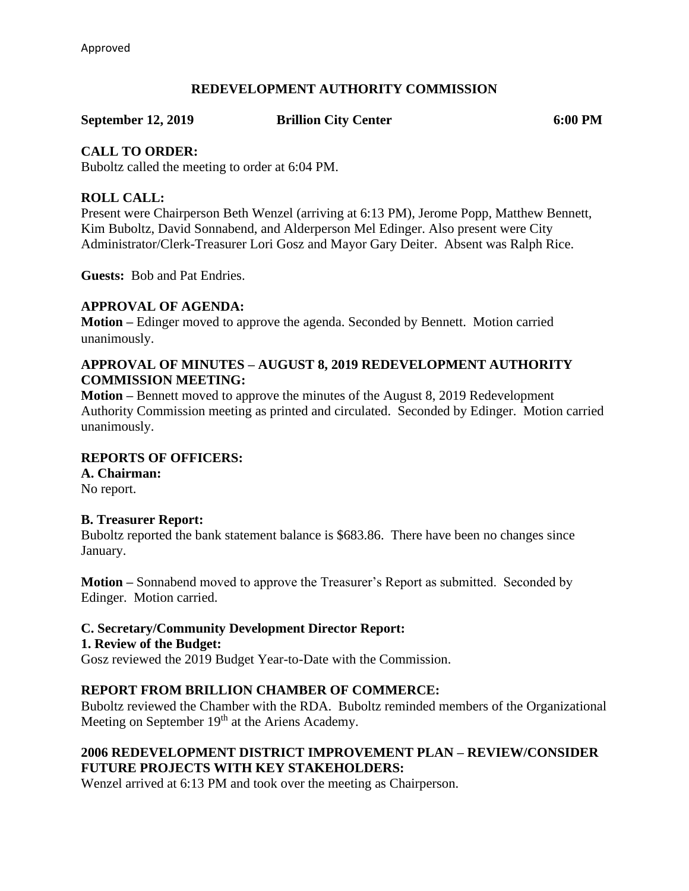Approved

# REDEVELOPMENT AUTHORITY COMMISSION

**September 12, 2019 Brillion City Center 6:00 PM**

## CALL TO ORDER:

Buboltz called the meeting to order at 6:04 PM.

## ROLL CALL:

Present were Chairperson Beth Wenzel (arriving at 6:13 PM), Jerome Popp, Matthew Bennett, Kim Buboltz, David Sonnabend, and Alderperson Mel Edinger. Also present were City Administrator/Clerk-Treasurer Lori Gosz and Mayor Gary Deiter. Absent was Ralph Rice.

**Guests:** Bob and Pat Endries.

## APPROVAL OF AGENDA:

**Motion –** Edinger moved to approve the agenda. Seconded by Bennett. Motion carried unanimously.

## APPROVAL OF MINUTES – AUGUST 8, 2019 REDEVELOPMENT AUTHORITY COMMISSION MEETING:

**Motion –** Bennett moved to approve the minutes of the August 8, 2019 Redevelopment Authority Commission meeting as printed and circulated. Seconded by Edinger. Motion carried unanimously.

## REPORTS OF OFFICERS:

### A. Chairman:

No report.

### B. Treasurer Report:

Buboltz reported the bank statement balance is $683.86. There have been no changes since January.

**Motion –** Sonnabend moved to approve the Treasurer's Report as submitted. Seconded by Edinger. Motion carried.

### C. Secretary/Community Development Director Report:

**1. Review of the Budget:**

Gosz reviewed the 2019 Budget Year-to-Date with the Commission.

## REPORT FROM BRILLION CHAMBER OF COMMERCE:

Buboltz reviewed the Chamber with the RDA. Buboltz reminded members of the Organizational Meeting on September 19th at the Ariens Academy.

## 2006 REDEVELOPMENT DISTRICT IMPROVEMENT PLAN – REVIEW/CONSIDER FUTURE PROJECTS WITH KEY STAKEHOLDERS:

Wenzel arrived at 6:13 PM and took over the meeting as Chairperson.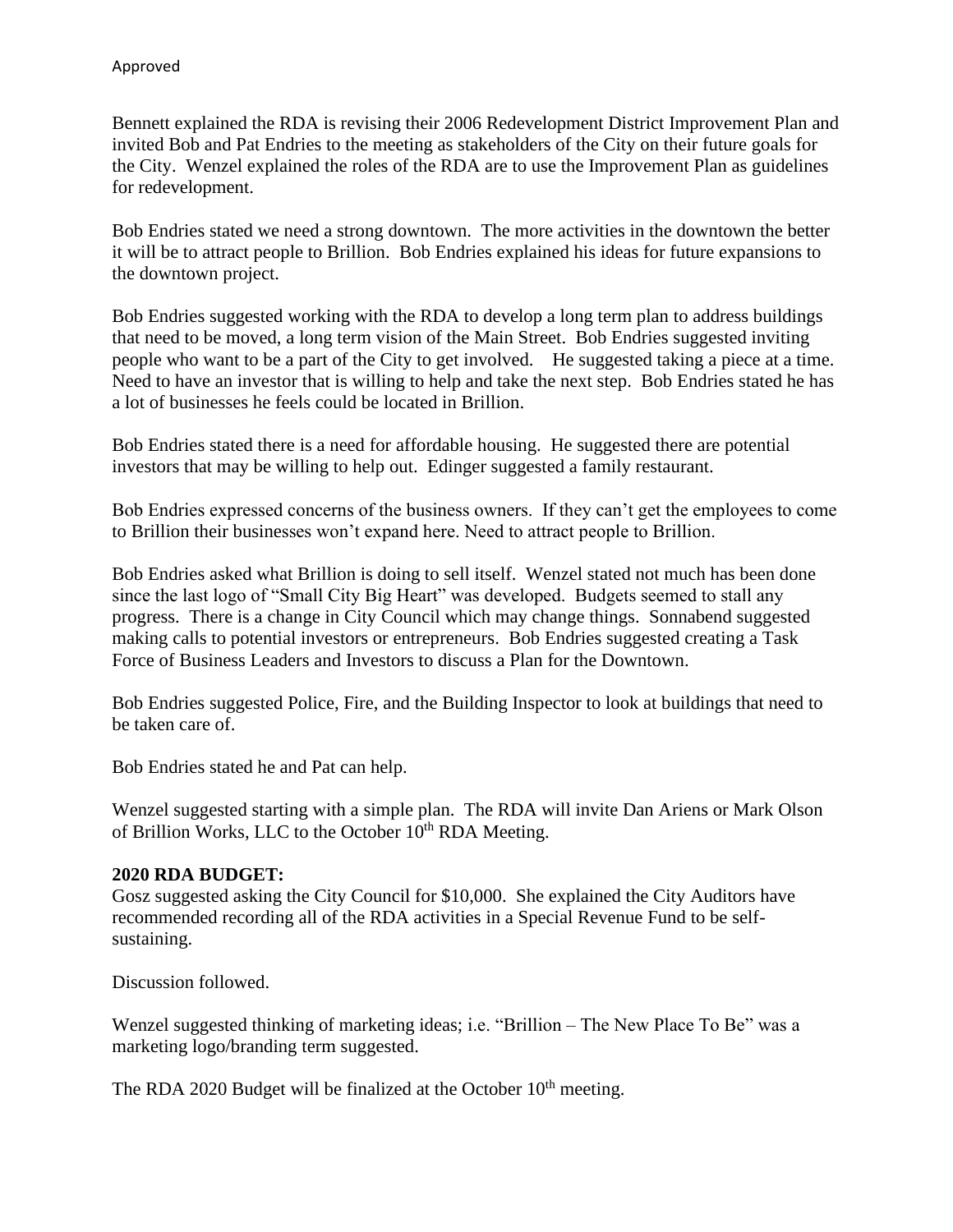Approved

Bennett explained the RDA is revising their 2006 Redevelopment District Improvement Plan and invited Bob and Pat Endries to the meeting as stakeholders of the City on their future goals for the City. Wenzel explained the roles of the RDA are to use the Improvement Plan as guidelines for redevelopment.

Bob Endries stated we need a strong downtown. The more activities in the downtown the better it will be to attract people to Brillion. Bob Endries explained his ideas for future expansions to the downtown project.

Bob Endries suggested working with the RDA to develop a long term plan to address buildings that need to be moved, a long term vision of the Main Street. Bob Endries suggested inviting people who want to be a part of the City to get involved. He suggested taking a piece at a time. Need to have an investor that is willing to help and take the next step. Bob Endries stated he has a lot of businesses he feels could be located in Brillion.

Bob Endries stated there is a need for affordable housing. He suggested there are potential investors that may be willing to help out. Edinger suggested a family restaurant.

Bob Endries expressed concerns of the business owners. If they can't get the employees to come to Brillion their businesses won't expand here. Need to attract people to Brillion.

Bob Endries asked what Brillion is doing to sell itself. Wenzel stated not much has been done since the last logo of "Small City Big Heart" was developed. Budgets seemed to stall any progress. There is a change in City Council which may change things. Sonnabend suggested making calls to potential investors or entrepreneurs. Bob Endries suggested creating a Task Force of Business Leaders and Investors to discuss a Plan for the Downtown.

Bob Endries suggested Police, Fire, and the Building Inspector to look at buildings that need to be taken care of.

Bob Endries stated he and Pat can help.

Wenzel suggested starting with a simple plan. The RDA will invite Dan Ariens or Mark Olson of Brillion Works, LLC to the October 10th RDA Meeting.

**2020 RDA BUDGET:**
Gosz suggested asking the City Council for $10,000. She explained the City Auditors have recommended recording all of the RDA activities in a Special Revenue Fund to be self-sustaining.

Discussion followed.

Wenzel suggested thinking of marketing ideas; i.e. "Brillion – The New Place To Be" was a marketing logo/branding term suggested.

The RDA 2020 Budget will be finalized at the October 10th meeting.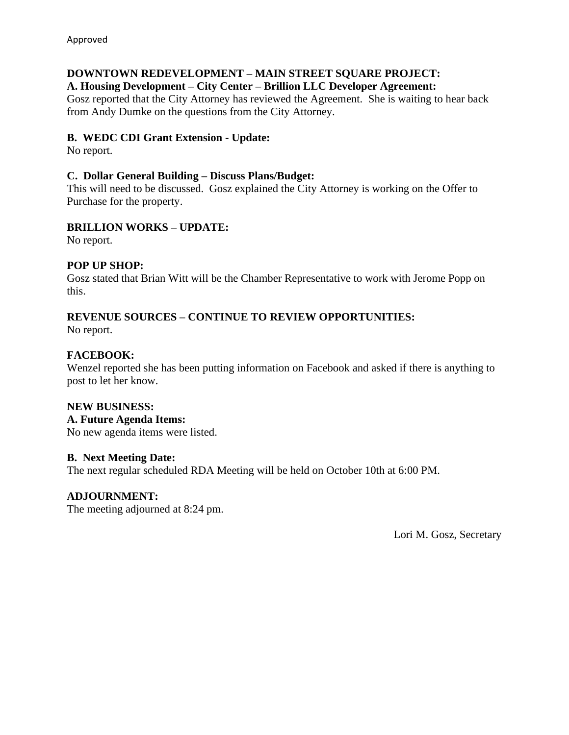Approved

**DOWNTOWN REDEVELOPMENT – MAIN STREET SQUARE PROJECT:**

**A. Housing Development – City Center – Brillion LLC Developer Agreement:**

Gosz reported that the City Attorney has reviewed the Agreement. She is waiting to hear back from Andy Dumke on the questions from the City Attorney.

**B. WEDC CDI Grant Extension - Update:**

No report.

**C. Dollar General Building – Discuss Plans/Budget:**

This will need to be discussed. Gosz explained the City Attorney is working on the Offer to Purchase for the property.

**BRILLION WORKS – UPDATE:**

No report.

**POP UP SHOP:**

Gosz stated that Brian Witt will be the Chamber Representative to work with Jerome Popp on this.

**REVENUE SOURCES – CONTINUE TO REVIEW OPPORTUNITIES:**

No report.

**FACEBOOK:**

Wenzel reported she has been putting information on Facebook and asked if there is anything to post to let her know.

**NEW BUSINESS:**

**A. Future Agenda Items:**

No new agenda items were listed.

**B. Next Meeting Date:**

The next regular scheduled RDA Meeting will be held on October 10th at 6:00 PM.

**ADJOURNMENT:**

The meeting adjourned at 8:24 pm.

Lori M. Gosz, Secretary